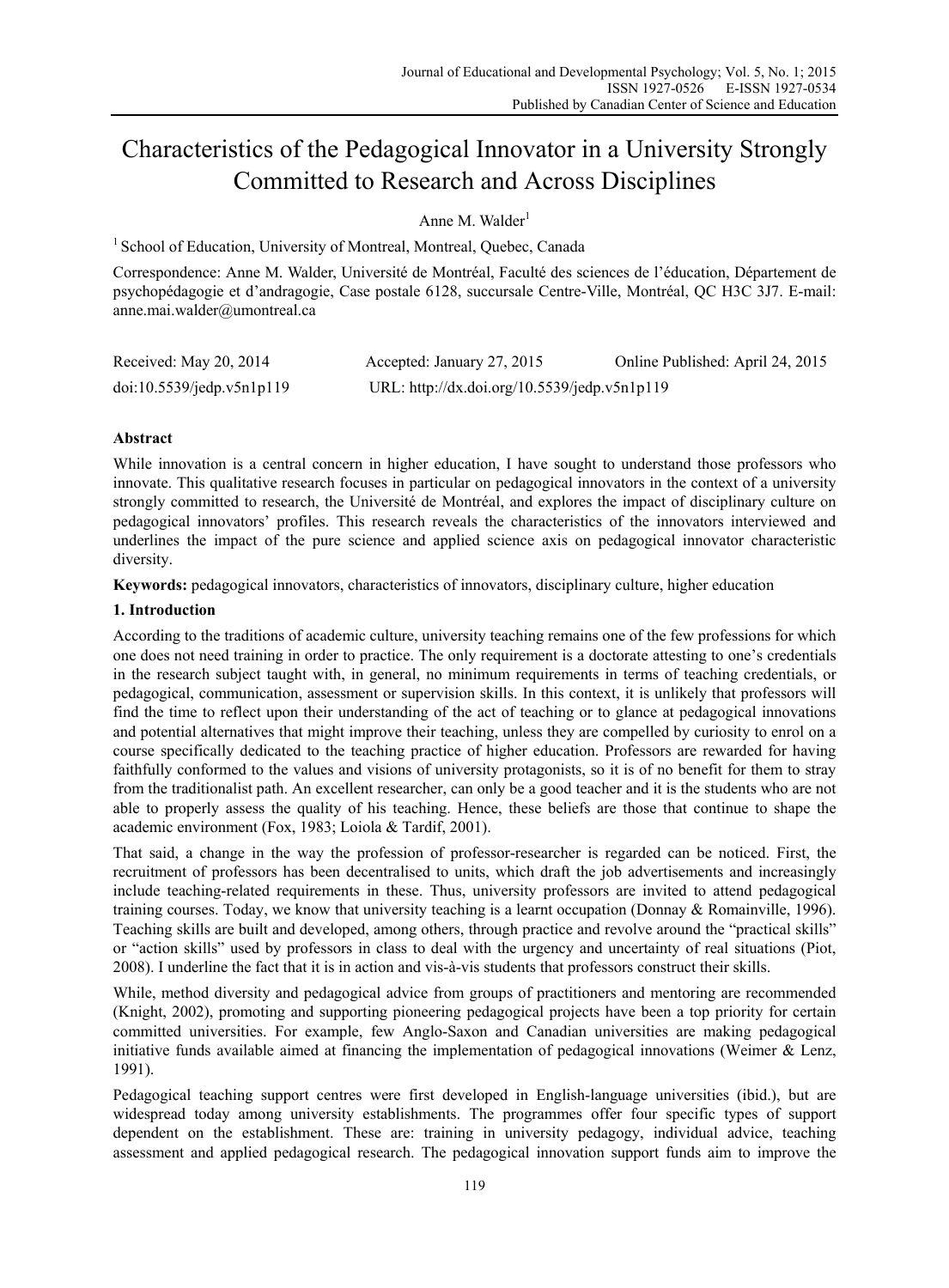# Characteristics of the Pedagogical Innovator in a University Strongly Committed to Research and Across Disciplines

Anne M. Walder[1]

[1] School of Education, University of Montreal, Montreal, Quebec, Canada

Correspondence: Anne M. Walder, Université de Montréal, Faculté des sciences de l'éducation, Département de psychopédagogie et d'andragogie, Case postale 6128, succursale Centre-Ville, Montréal, QC H3C 3J7. E-mail: anne.mai.walder@umontreal.ca

Received: May 20, 2014 Accepted: January 27, 2015 Online Published: April 24, 2015

doi:10.5539/jedp.v5n1p119 URL: http://dx.doi.org/10.5539/jedp.v5n1p119

## Abstract

While innovation is a central concern in higher education, I have sought to understand those professors who innovate. This qualitative research focuses in particular on pedagogical innovators in the context of a university strongly committed to research, the Université de Montréal, and explores the impact of disciplinary culture on pedagogical innovators' profiles. This research reveals the characteristics of the innovators interviewed and underlines the impact of the pure science and applied science axis on pedagogical innovator characteristic diversity.

**Keywords:** pedagogical innovators, characteristics of innovators, disciplinary culture, higher education

## 1. Introduction

According to the traditions of academic culture, university teaching remains one of the few professions for which one does not need training in order to practice. The only requirement is a doctorate attesting to one's credentials in the research subject taught with, in general, no minimum requirements in terms of teaching credentials, or pedagogical, communication, assessment or supervision skills. In this context, it is unlikely that professors will find the time to reflect upon their understanding of the act of teaching or to glance at pedagogical innovations and potential alternatives that might improve their teaching, unless they are compelled by curiosity to enrol on a course specifically dedicated to the teaching practice of higher education. Professors are rewarded for having faithfully conformed to the values and visions of university protagonists, so it is of no benefit for them to stray from the traditionalist path. An excellent researcher, can only be a good teacher and it is the students who are not able to properly assess the quality of his teaching. Hence, these beliefs are those that continue to shape the academic environment (Fox, 1983; Loiola & Tardif, 2001).

That said, a change in the way the profession of professor-researcher is regarded can be noticed. First, the recruitment of professors has been decentralised to units, which draft the job advertisements and increasingly include teaching-related requirements in these. Thus, university professors are invited to attend pedagogical training courses. Today, we know that university teaching is a learnt occupation (Donnay & Romainville, 1996). Teaching skills are built and developed, among others, through practice and revolve around the "practical skills" or "action skills" used by professors in class to deal with the urgency and uncertainty of real situations (Piot, 2008). I underline the fact that it is in action and vis-à-vis students that professors construct their skills.

While method diversity and pedagogical advice from groups of practitioners and mentoring are recommended (Knight, 2002), promoting and supporting pioneering pedagogical projects have been a top priority for certain committed universities. For example, few Anglo-Saxon and Canadian universities are making pedagogical initiative funds available aimed at financing the implementation of pedagogical innovations (Weimer & Lenz, 1991).

Pedagogical teaching support centres were first developed in English-language universities (ibid.), but are widespread today among university establishments. The programmes offer four specific types of support dependent on the establishment. These are: training in university pedagogy, individual advice, teaching assessment and applied pedagogical research. The pedagogical innovation support funds aim to improve the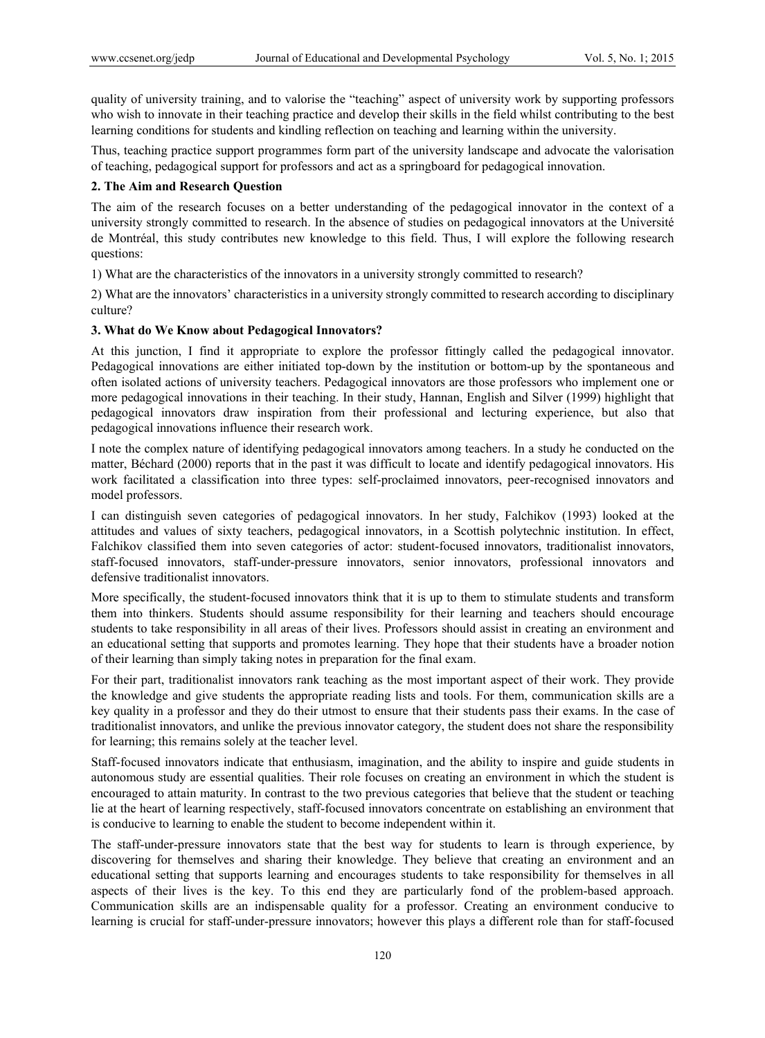quality of university training, and to valorise the "teaching" aspect of university work by supporting professors who wish to innovate in their teaching practice and develop their skills in the field whilst contributing to the best learning conditions for students and kindling reflection on teaching and learning within the university.

Thus, teaching practice support programmes form part of the university landscape and advocate the valorisation of teaching, pedagogical support for professors and act as a springboard for pedagogical innovation.

## 2. The Aim and Research Question

The aim of the research focuses on a better understanding of the pedagogical innovator in the context of a university strongly committed to research. In the absence of studies on pedagogical innovators at the Université de Montréal, this study contributes new knowledge to this field. Thus, I will explore the following research questions:

1) What are the characteristics of the innovators in a university strongly committed to research?

2) What are the innovators' characteristics in a university strongly committed to research according to disciplinary culture?

## 3. What do We Know about Pedagogical Innovators?

At this junction, I find it appropriate to explore the professor fittingly called the pedagogical innovator. Pedagogical innovations are either initiated top-down by the institution or bottom-up by the spontaneous and often isolated actions of university teachers. Pedagogical innovators are those professors who implement one or more pedagogical innovations in their teaching. In their study, Hannan, English and Silver (1999) highlight that pedagogical innovators draw inspiration from their professional and lecturing experience, but also that pedagogical innovations influence their research work.

I note the complex nature of identifying pedagogical innovators among teachers. In a study he conducted on the matter, Béchard (2000) reports that in the past it was difficult to locate and identify pedagogical innovators. His work facilitated a classification into three types: self-proclaimed innovators, peer-recognised innovators and model professors.

I can distinguish seven categories of pedagogical innovators. In her study, Falchikov (1993) looked at the attitudes and values of sixty teachers, pedagogical innovators, in a Scottish polytechnic institution. In effect, Falchikov classified them into seven categories of actor: student-focused innovators, traditionalist innovators, staff-focused innovators, staff-under-pressure innovators, senior innovators, professional innovators and defensive traditionalist innovators.

More specifically, the student-focused innovators think that it is up to them to stimulate students and transform them into thinkers. Students should assume responsibility for their learning and teachers should encourage students to take responsibility in all areas of their lives. Professors should assist in creating an environment and an educational setting that supports and promotes learning. They hope that their students have a broader notion of their learning than simply taking notes in preparation for the final exam.

For their part, traditionalist innovators rank teaching as the most important aspect of their work. They provide the knowledge and give students the appropriate reading lists and tools. For them, communication skills are a key quality in a professor and they do their utmost to ensure that their students pass their exams. In the case of traditionalist innovators, and unlike the previous innovator category, the student does not share the responsibility for learning; this remains solely at the teacher level.

Staff-focused innovators indicate that enthusiasm, imagination, and the ability to inspire and guide students in autonomous study are essential qualities. Their role focuses on creating an environment in which the student is encouraged to attain maturity. In contrast to the two previous categories that believe that the student or teaching lie at the heart of learning respectively, staff-focused innovators concentrate on establishing an environment that is conducive to learning to enable the student to become independent within it.

The staff-under-pressure innovators state that the best way for students to learn is through experience, by discovering for themselves and sharing their knowledge. They believe that creating an environment and an educational setting that supports learning and encourages students to take responsibility for themselves in all aspects of their lives is the key. To this end they are particularly fond of the problem-based approach. Communication skills are an indispensable quality for a professor. Creating an environment conducive to learning is crucial for staff-under-pressure innovators; however this plays a different role than for staff-focused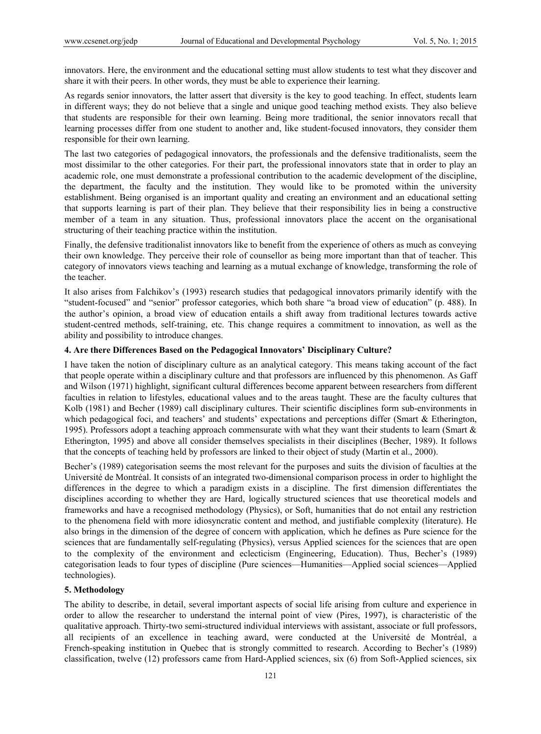innovators. Here, the environment and the educational setting must allow students to test what they discover and share it with their peers. In other words, they must be able to experience their learning.

As regards senior innovators, the latter assert that diversity is the key to good teaching. In effect, students learn in different ways; they do not believe that a single and unique good teaching method exists. They also believe that students are responsible for their own learning. Being more traditional, the senior innovators recall that learning processes differ from one student to another and, like student-focused innovators, they consider them responsible for their own learning.

The last two categories of pedagogical innovators, the professionals and the defensive traditionalists, seem the most dissimilar to the other categories. For their part, the professional innovators state that in order to play an academic role, one must demonstrate a professional contribution to the academic development of the discipline, the department, the faculty and the institution. They would like to be promoted within the university establishment. Being organised is an important quality and creating an environment and an educational setting that supports learning is part of their plan. They believe that their responsibility lies in being a constructive member of a team in any situation. Thus, professional innovators place the accent on the organisational structuring of their teaching practice within the institution.

Finally, the defensive traditionalist innovators like to benefit from the experience of others as much as conveying their own knowledge. They perceive their role of counsellor as being more important than that of teacher. This category of innovators views teaching and learning as a mutual exchange of knowledge, transforming the role of the teacher.

It also arises from Falchikov's (1993) research studies that pedagogical innovators primarily identify with the "student-focused" and "senior" professor categories, which both share "a broad view of education" (p. 488). In the author's opinion, a broad view of education entails a shift away from traditional lectures towards active student-centred methods, self-training, etc. This change requires a commitment to innovation, as well as the ability and possibility to introduce changes.

## 4. Are there Differences Based on the Pedagogical Innovators' Disciplinary Culture?

I have taken the notion of disciplinary culture as an analytical category. This means taking account of the fact that people operate within a disciplinary culture and that professors are influenced by this phenomenon. As Gaff and Wilson (1971) highlight, significant cultural differences become apparent between researchers from different faculties in relation to lifestyles, educational values and to the areas taught. These are the faculty cultures that Kolb (1981) and Becher (1989) call disciplinary cultures. Their scientific disciplines form sub-environments in which pedagogical foci, and teachers' and students' expectations and perceptions differ (Smart & Etherington, 1995). Professors adopt a teaching approach commensurate with what they want their students to learn (Smart & Etherington, 1995) and above all consider themselves specialists in their disciplines (Becher, 1989). It follows that the concepts of teaching held by professors are linked to their object of study (Martin et al., 2000).

Becher's (1989) categorisation seems the most relevant for the purposes and suits the division of faculties at the Université de Montréal. It consists of an integrated two-dimensional comparison process in order to highlight the differences in the degree to which a paradigm exists in a discipline. The first dimension differentiates the disciplines according to whether they are Hard, logically structured sciences that use theoretical models and frameworks and have a recognised methodology (Physics), or Soft, humanities that do not entail any restriction to the phenomena field with more idiosyncratic content and method, and justifiable complexity (literature). He also brings in the dimension of the degree of concern with application, which he defines as Pure science for the sciences that are fundamentally self-regulating (Physics), versus Applied sciences for the sciences that are open to the complexity of the environment and eclecticism (Engineering, Education). Thus, Becher's (1989) categorisation leads to four types of discipline (Pure sciences—Humanities—Applied social sciences—Applied technologies).

## 5. Methodology

The ability to describe, in detail, several important aspects of social life arising from culture and experience in order to allow the researcher to understand the internal point of view (Pires, 1997), is characteristic of the qualitative approach. Thirty-two semi-structured individual interviews with assistant, associate or full professors, all recipients of an excellence in teaching award, were conducted at the Université de Montréal, a French-speaking institution in Quebec that is strongly committed to research. According to Becher's (1989) classification, twelve (12) professors came from Hard-Applied sciences, six (6) from Soft-Applied sciences, six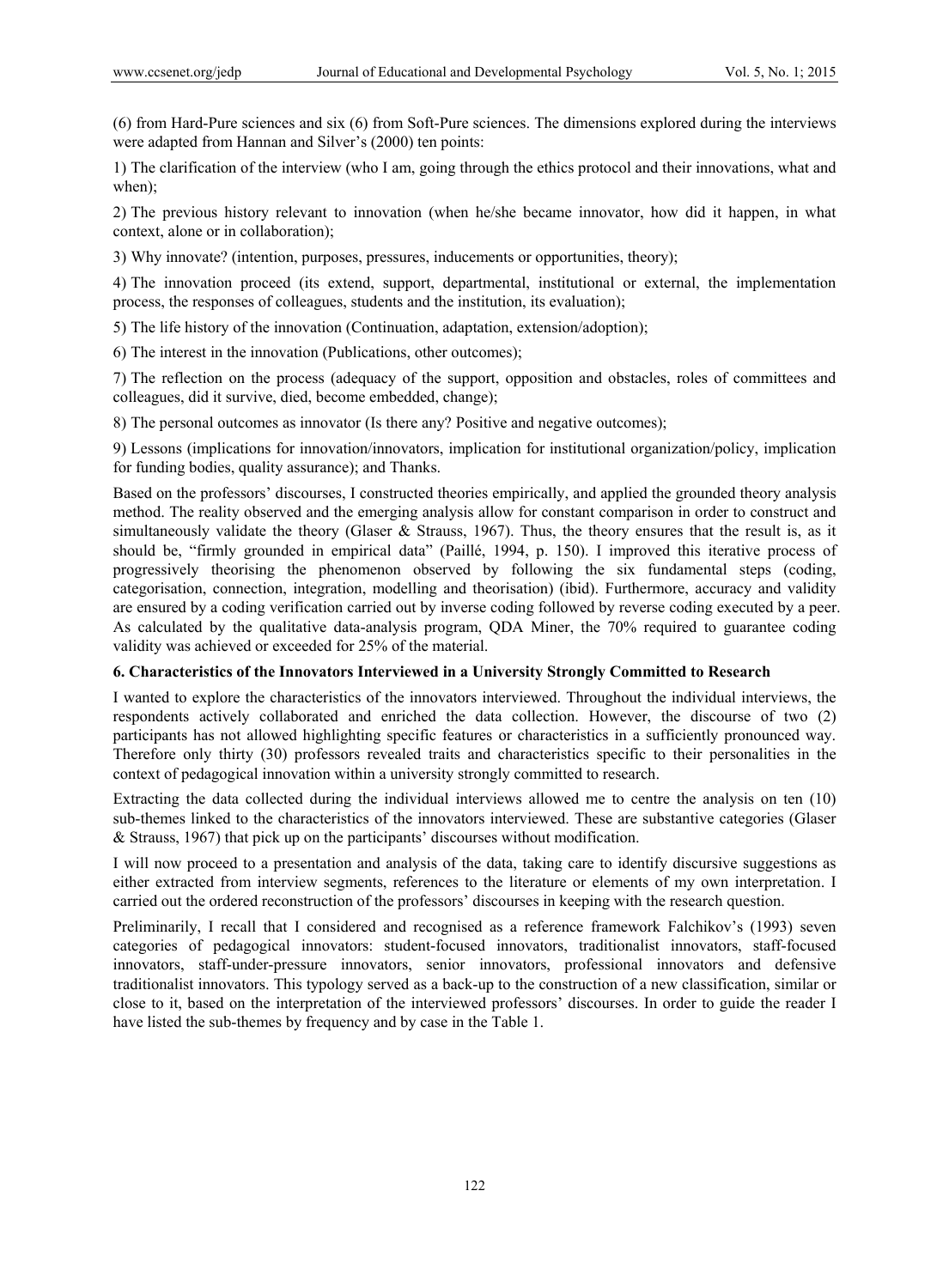(6) from Hard-Pure sciences and six (6) from Soft-Pure sciences. The dimensions explored during the interviews were adapted from Hannan and Silver's (2000) ten points:

1) The clarification of the interview (who I am, going through the ethics protocol and their innovations, what and when);

2) The previous history relevant to innovation (when he/she became innovator, how did it happen, in what context, alone or in collaboration);

3) Why innovate? (intention, purposes, pressures, inducements or opportunities, theory);

4) The innovation proceed (its extend, support, departmental, institutional or external, the implementation process, the responses of colleagues, students and the institution, its evaluation);

5) The life history of the innovation (Continuation, adaptation, extension/adoption);

6) The interest in the innovation (Publications, other outcomes);

7) The reflection on the process (adequacy of the support, opposition and obstacles, roles of committees and colleagues, did it survive, died, become embedded, change);

8) The personal outcomes as innovator (Is there any? Positive and negative outcomes);

9) Lessons (implications for innovation/innovators, implication for institutional organization/policy, implication for funding bodies, quality assurance); and Thanks.

Based on the professors' discourses, I constructed theories empirically, and applied the grounded theory analysis method. The reality observed and the emerging analysis allow for constant comparison in order to construct and simultaneously validate the theory (Glaser & Strauss, 1967). Thus, the theory ensures that the result is, as it should be, "firmly grounded in empirical data" (Paillé, 1994, p. 150). I improved this iterative process of progressively theorising the phenomenon observed by following the six fundamental steps (coding, categorisation, connection, integration, modelling and theorisation) (ibid). Furthermore, accuracy and validity are ensured by a coding verification carried out by inverse coding followed by reverse coding executed by a peer. As calculated by the qualitative data-analysis program, QDA Miner, the 70% required to guarantee coding validity was achieved or exceeded for 25% of the material.

## 6. Characteristics of the Innovators Interviewed in a University Strongly Committed to Research

I wanted to explore the characteristics of the innovators interviewed. Throughout the individual interviews, the respondents actively collaborated and enriched the data collection. However, the discourse of two (2) participants has not allowed highlighting specific features or characteristics in a sufficiently pronounced way. Therefore only thirty (30) professors revealed traits and characteristics specific to their personalities in the context of pedagogical innovation within a university strongly committed to research.

Extracting the data collected during the individual interviews allowed me to centre the analysis on ten (10) sub-themes linked to the characteristics of the innovators interviewed. These are substantive categories (Glaser & Strauss, 1967) that pick up on the participants' discourses without modification.

I will now proceed to a presentation and analysis of the data, taking care to identify discursive suggestions as either extracted from interview segments, references to the literature or elements of my own interpretation. I carried out the ordered reconstruction of the professors' discourses in keeping with the research question.

Preliminarily, I recall that I considered and recognised as a reference framework Falchikov's (1993) seven categories of pedagogical innovators: student-focused innovators, traditionalist innovators, staff-focused innovators, staff-under-pressure innovators, senior innovators, professional innovators and defensive traditionalist innovators. This typology served as a back-up to the construction of a new classification, similar or close to it, based on the interpretation of the interviewed professors' discourses. In order to guide the reader I have listed the sub-themes by frequency and by case in the Table 1.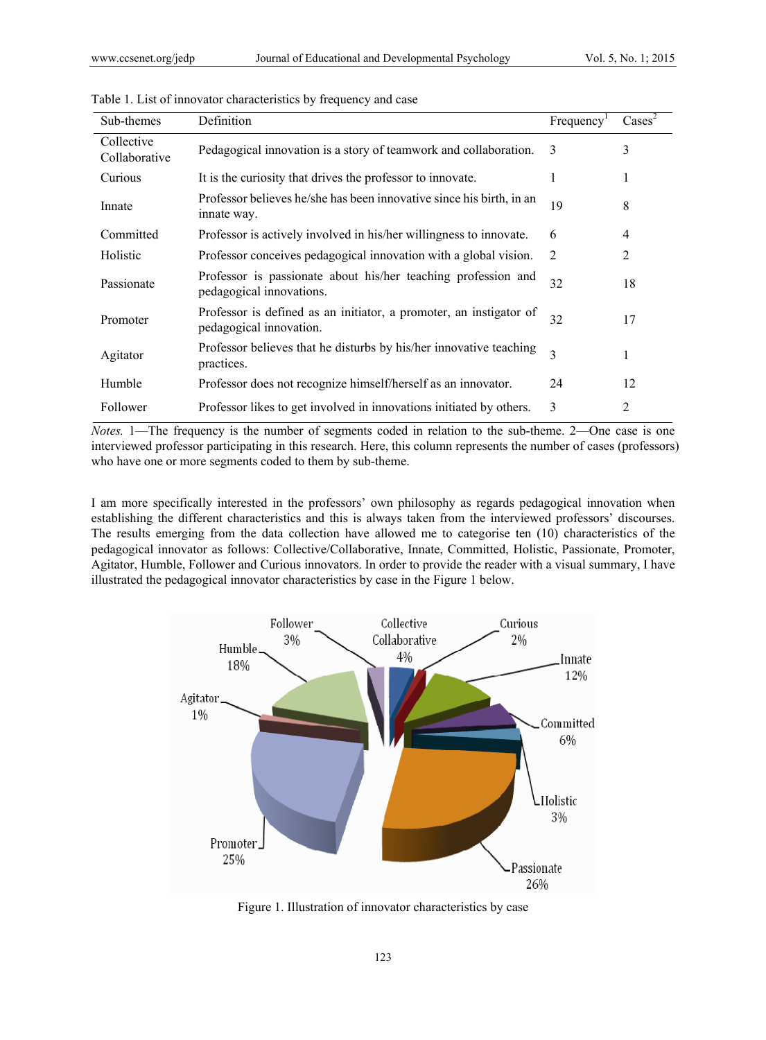Table 1. List of innovator characteristics by frequency and case

| Sub-themes | Definition | Frequency[1] | Cases[2] |
|---|---|---|---|
| Collective Collaborative | Pedagogical innovation is a story of teamwork and collaboration. | 3 | 3 |
| Curious | It is the curiosity that drives the professor to innovate. | 1 | 1 |
| Innate | Professor believes he/she has been innovative since his birth, in an innate way. | 19 | 8 |
| Committed | Professor is actively involved in his/her willingness to innovate. | 6 | 4 |
| Holistic | Professor conceives pedagogical innovation with a global vision. | 2 | 2 |
| Passionate | Professor is passionate about his/her teaching profession and pedagogical innovations. | 32 | 18 |
| Promoter | Professor is defined as an initiator, a promoter, an instigator of pedagogical innovation. | 32 | 17 |
| Agitator | Professor believes that he disturbs by his/her innovative teaching practices. | 3 | 1 |
| Humble | Professor does not recognize himself/herself as an innovator. | 24 | 12 |
| Follower | Professor likes to get involved in innovations initiated by others. | 3 | 2 |

*Notes.* 1—The frequency is the number of segments coded in relation to the sub-theme. 2—One case is one interviewed professor participating in this research. Here, this column represents the number of cases (professors) who have one or more segments coded to them by sub-theme.

I am more specifically interested in the professors' own philosophy as regards pedagogical innovation when establishing the different characteristics and this is always taken from the interviewed professors' discourses. The results emerging from the data collection have allowed me to categorise ten (10) characteristics of the pedagogical innovator as follows: Collective/Collaborative, Innate, Committed, Holistic, Passionate, Promoter, Agitator, Humble, Follower and Curious innovators. In order to provide the reader with a visual summary, I have illustrated the pedagogical innovator characteristics by case in the Figure 1 below.

Figure 1. Illustration of innovator characteristics by case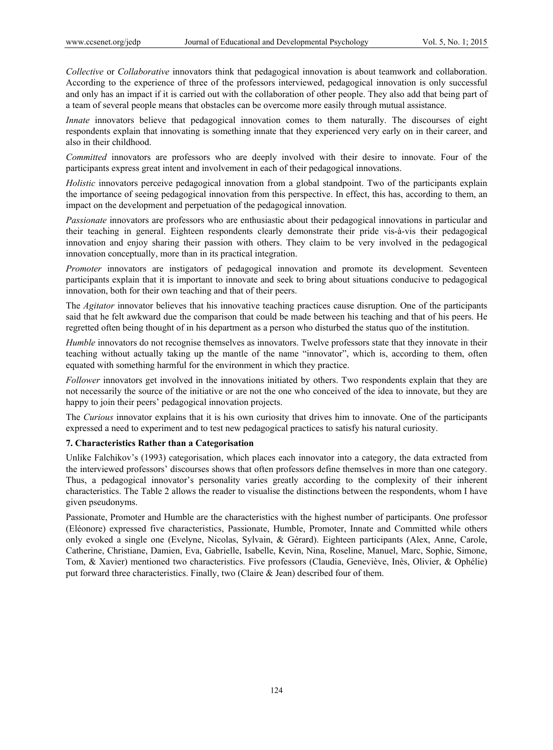*Collective* or *Collaborative* innovators think that pedagogical innovation is about teamwork and collaboration. According to the experience of three of the professors interviewed, pedagogical innovation is only successful and only has an impact if it is carried out with the collaboration of other people. They also add that being part of a team of several people means that obstacles can be overcome more easily through mutual assistance.

*Innate* innovators believe that pedagogical innovation comes to them naturally. The discourses of eight respondents explain that innovating is something innate that they experienced very early on in their career, and also in their childhood.

*Committed* innovators are professors who are deeply involved with their desire to innovate. Four of the participants express great intent and involvement in each of their pedagogical innovations.

*Holistic* innovators perceive pedagogical innovation from a global standpoint. Two of the participants explain the importance of seeing pedagogical innovation from this perspective. In effect, this has, according to them, an impact on the development and perpetuation of the pedagogical innovation.

*Passionate* innovators are professors who are enthusiastic about their pedagogical innovations in particular and their teaching in general. Eighteen respondents clearly demonstrate their pride vis-à-vis their pedagogical innovation and enjoy sharing their passion with others. They claim to be very involved in the pedagogical innovation conceptually, more than in its practical integration.

*Promoter* innovators are instigators of pedagogical innovation and promote its development. Seventeen participants explain that it is important to innovate and seek to bring about situations conducive to pedagogical innovation, both for their own teaching and that of their peers.

The *Agitator* innovator believes that his innovative teaching practices cause disruption. One of the participants said that he felt awkward due the comparison that could be made between his teaching and that of his peers. He regretted often being thought of in his department as a person who disturbed the status quo of the institution.

*Humble* innovators do not recognise themselves as innovators. Twelve professors state that they innovate in their teaching without actually taking up the mantle of the name "innovator", which is, according to them, often equated with something harmful for the environment in which they practice.

*Follower* innovators get involved in the innovations initiated by others. Two respondents explain that they are not necessarily the source of the initiative or are not the one who conceived of the idea to innovate, but they are happy to join their peers' pedagogical innovation projects.

The *Curious* innovator explains that it is his own curiosity that drives him to innovate. One of the participants expressed a need to experiment and to test new pedagogical practices to satisfy his natural curiosity.

### 7. Characteristics Rather than a Categorisation

Unlike Falchikov's (1993) categorisation, which places each innovator into a category, the data extracted from the interviewed professors' discourses shows that often professors define themselves in more than one category. Thus, a pedagogical innovator's personality varies greatly according to the complexity of their inherent characteristics. The Table 2 allows the reader to visualise the distinctions between the respondents, whom I have given pseudonyms.

Passionate, Promoter and Humble are the characteristics with the highest number of participants. One professor (Eléonore) expressed five characteristics, Passionate, Humble, Promoter, Innate and Committed while others only evoked a single one (Evelyne, Nicolas, Sylvain, & Gérard). Eighteen participants (Alex, Anne, Carole, Catherine, Christiane, Damien, Eva, Gabrielle, Isabelle, Kevin, Nina, Roseline, Manuel, Marc, Sophie, Simone, Tom, & Xavier) mentioned two characteristics. Five professors (Claudia, Geneviève, Inès, Olivier, & Ophélie) put forward three characteristics. Finally, two (Claire & Jean) described four of them.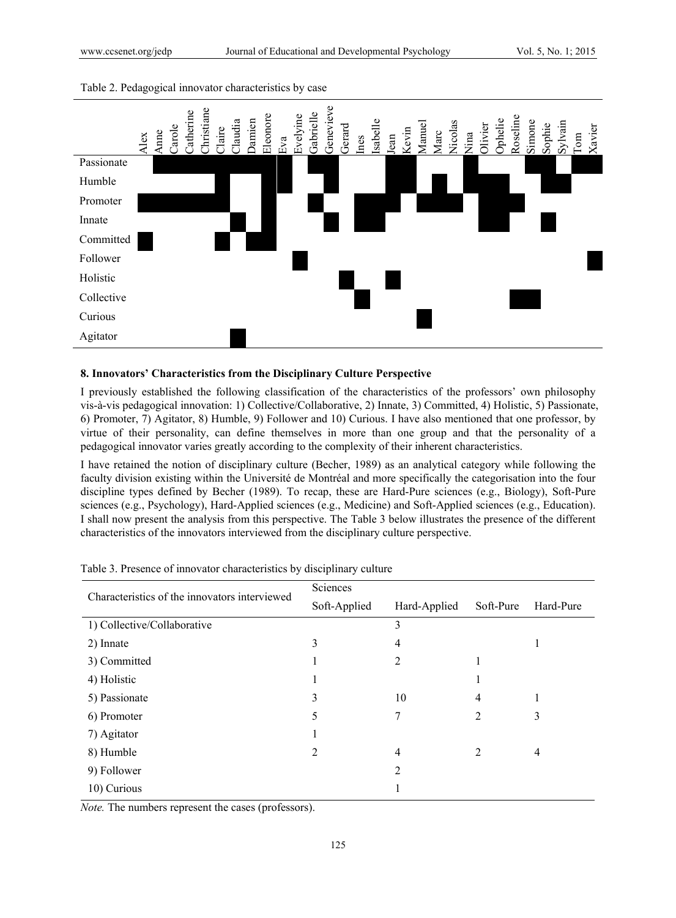Table 2. Pedagogical innovator characteristics by case

| | Alex | Anne | Carole | Catherine | Christiane | Claire | Claudia | Damien | Eleonore | Eva | Evelyne | Gabrielle | Genevieve | Gerard | Ines | Isabelle | Jean | Kevin | Manuel | Marc | Nicolas | Nina | Olivier | Ophelie | Roseline | Simone | Sophie | Sylvain | Tom | Xavier |
|---|---|---|---|---|---|---|---|---|---|---|---|---|---|---|---|---|---|---|---|---|---|---|---|---|---|---|---|---|---|---|
| Passionate | | ■ | ■ | ■ | ■ | ■ | ■ | ■ | ■ | ■ | | ■ | ■ | | | | ■ | ■ | | | | ■ | | | | ■ | ■ | | ■ | ■ |
| Humble | | | | | | ■ | | | ■ | ■ | | | ■ | | | | ■ | ■ | | ■ | | ■ | ■ | ■ | | | ■ | ■ | | |
| Promoter | ■ | ■ | ■ | ■ | ■ | ■ | | | ■ | | | ■ | | | ■ | ■ | ■ | | ■ | ■ | ■ | | ■ | ■ | ■ | | | | | |
| Innate | | | | | | | ■ | | ■ | | | | ■ | | ■ | ■ | | | | | | | ■ | ■ | | | ■ | | | |
| Committed | ■ | | | | | ■ | | ■ | ■ | | | | | | | | | | | | | | | | | | | | | |
| Follower | | | | | | | | | | | ■ | | | | | | | | | | | | | | | | | | | ■ |
| Holistic | | | | | | | | | | | | | | ■ | | | ■ | | | | | | | | | | | | | |
| Collective | | | | | | | | | | | | | | | ■ | | | | | | | | | | ■ | ■ | | | | |
| Curious | | | | | | | | | | | | | | | | | | | ■ | | | | | | | | | | | |
| Agitator | | | | | | | ■ | | | | | | | | | | | | | | | | | | | | | | | |

## 8. Innovators' Characteristics from the Disciplinary Culture Perspective

I previously established the following classification of the characteristics of the professors' own philosophy vis-à-vis pedagogical innovation: 1) Collective/Collaborative, 2) Innate, 3) Committed, 4) Holistic, 5) Passionate, 6) Promoter, 7) Agitator, 8) Humble, 9) Follower and 10) Curious. I have also mentioned that one professor, by virtue of their personality, can define themselves in more than one group and that the personality of a pedagogical innovator varies greatly according to the complexity of their inherent characteristics.

I have retained the notion of disciplinary culture (Becher, 1989) as an analytical category while following the faculty division existing within the Université de Montréal and more specifically the categorisation into the four discipline types defined by Becher (1989). To recap, these are Hard-Pure sciences (e.g., Biology), Soft-Pure sciences (e.g., Psychology), Hard-Applied sciences (e.g., Medicine) and Soft-Applied sciences (e.g., Education). I shall now present the analysis from this perspective. The Table 3 below illustrates the presence of the different characteristics of the innovators interviewed from the disciplinary culture perspective.

Table 3. Presence of innovator characteristics by disciplinary culture

| Characteristics of the innovators interviewed | Sciences | | | |
|---|---|---|---|---|
| | Soft-Applied | Hard-Applied | Soft-Pure | Hard-Pure |
| 1) Collective/Collaborative | | 3 | | |
| 2) Innate | 3 | 4 | | 1 |
| 3) Committed | 1 | 2 | 1 | |
| 4) Holistic | 1 | | 1 | |
| 5) Passionate | 3 | 10 | 4 | 1 |
| 6) Promoter | 5 | 7 | 2 | 3 |
| 7) Agitator | 1 | | | |
| 8) Humble | 2 | 4 | 2 | 4 |
| 9) Follower | | 2 | | |
| 10) Curious | | 1 | | |

*Note.* The numbers represent the cases (professors).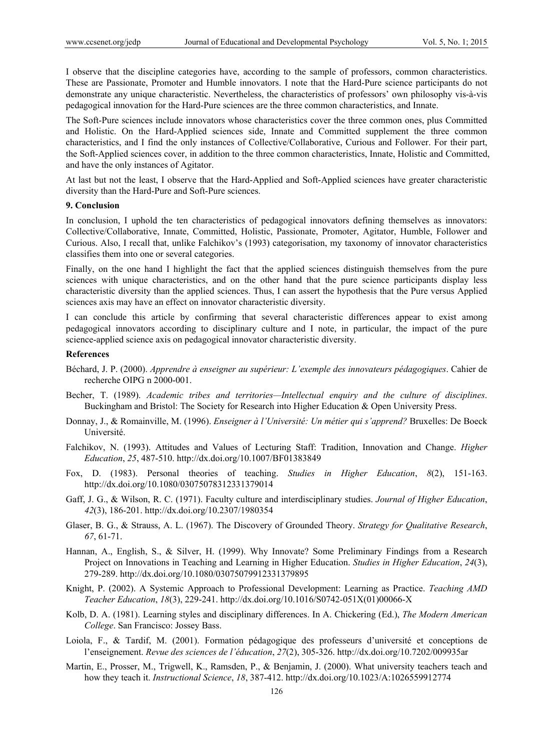I observe that the discipline categories have, according to the sample of professors, common characteristics. These are Passionate, Promoter and Humble innovators. I note that the Hard-Pure science participants do not demonstrate any unique characteristic. Nevertheless, the characteristics of professors' own philosophy vis-à-vis pedagogical innovation for the Hard-Pure sciences are the three common characteristics, and Innate.

The Soft-Pure sciences include innovators whose characteristics cover the three common ones, plus Committed and Holistic. On the Hard-Applied sciences side, Innate and Committed supplement the three common characteristics, and I find the only instances of Collective/Collaborative, Curious and Follower. For their part, the Soft-Applied sciences cover, in addition to the three common characteristics, Innate, Holistic and Committed, and have the only instances of Agitator.

At last but not the least, I observe that the Hard-Applied and Soft-Applied sciences have greater characteristic diversity than the Hard-Pure and Soft-Pure sciences.

### 9. Conclusion

In conclusion, I uphold the ten characteristics of pedagogical innovators defining themselves as innovators: Collective/Collaborative, Innate, Committed, Holistic, Passionate, Promoter, Agitator, Humble, Follower and Curious. Also, I recall that, unlike Falchikov's (1993) categorisation, my taxonomy of innovator characteristics classifies them into one or several categories.

Finally, on the one hand I highlight the fact that the applied sciences distinguish themselves from the pure sciences with unique characteristics, and on the other hand that the pure science participants display less characteristic diversity than the applied sciences. Thus, I can assert the hypothesis that the Pure versus Applied sciences axis may have an effect on innovator characteristic diversity.

I can conclude this article by confirming that several characteristic differences appear to exist among pedagogical innovators according to disciplinary culture and I note, in particular, the impact of the pure science-applied science axis on pedagogical innovator characteristic diversity.

### References

Béchard, J. P. (2000). *Apprendre à enseigner au supérieur: L'exemple des innovateurs pédagogiques*. Cahier de recherche OIPG n 2000-001.

Becher, T. (1989). *Academic tribes and territories—Intellectual enquiry and the culture of disciplines*. Buckingham and Bristol: The Society for Research into Higher Education & Open University Press.

Donnay, J., & Romainville, M. (1996). *Enseigner à l'Université: Un métier qui s'apprend?* Bruxelles: De Boeck Université.

Falchikov, N. (1993). Attitudes and Values of Lecturing Staff: Tradition, Innovation and Change. *Higher Education*, *25*, 487-510. http://dx.doi.org/10.1007/BF01383849

Fox, D. (1983). Personal theories of teaching. *Studies in Higher Education*, *8*(2), 151-163. http://dx.doi.org/10.1080/03075078312331379014

Gaff, J. G., & Wilson, R. C. (1971). Faculty culture and interdisciplinary studies. *Journal of Higher Education*, *42*(3), 186-201. http://dx.doi.org/10.2307/1980354

Glaser, B. G., & Strauss, A. L. (1967). The Discovery of Grounded Theory. *Strategy for Qualitative Research*, *67*, 61-71.

Hannan, A., English, S., & Silver, H. (1999). Why Innovate? Some Preliminary Findings from a Research Project on Innovations in Teaching and Learning in Higher Education. *Studies in Higher Education*, *24*(3), 279-289. http://dx.doi.org/10.1080/03075079912331379895

Knight, P. (2002). A Systemic Approach to Professional Development: Learning as Practice. *Teaching AMD Teacher Education*, *18*(3), 229-241. http://dx.doi.org/10.1016/S0742-051X(01)00066-X

Kolb, D. A. (1981). Learning styles and disciplinary differences. In A. Chickering (Ed.), *The Modern American College*. San Francisco: Jossey Bass.

Loiola, F., & Tardif, M. (2001). Formation pédagogique des professeurs d'université et conceptions de l'enseignement. *Revue des sciences de l'éducation*, *27*(2), 305-326. http://dx.doi.org/10.7202/009935ar

Martin, E., Prosser, M., Trigwell, K., Ramsden, P., & Benjamin, J. (2000). What university teachers teach and how they teach it. *Instructional Science*, *18*, 387-412. http://dx.doi.org/10.1023/A:1026559912774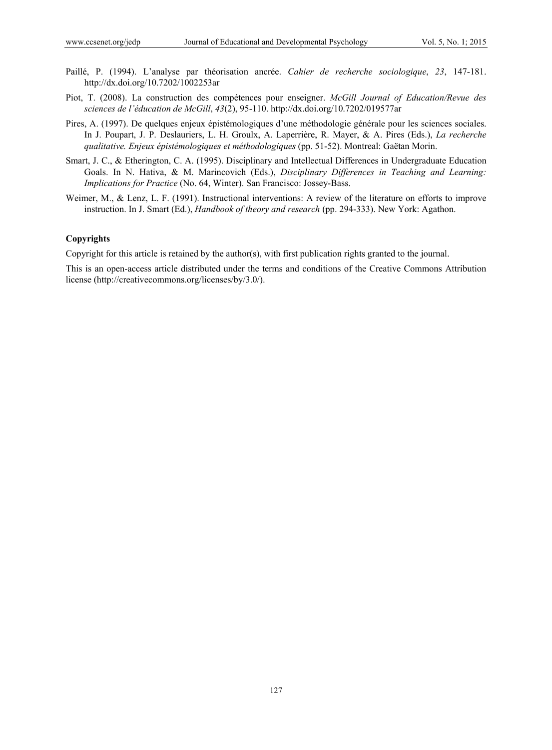Paillé, P. (1994). L'analyse par théorisation ancrée. *Cahier de recherche sociologique*, *23*, 147-181. http://dx.doi.org/10.7202/1002253ar

Piot, T. (2008). La construction des compétences pour enseigner. *McGill Journal of Education/Revue des sciences de l'éducation de McGill*, *43*(2), 95-110. http://dx.doi.org/10.7202/019577ar

Pires, A. (1997). De quelques enjeux épistémologiques d'une méthodologie générale pour les sciences sociales. In J. Poupart, J. P. Deslauriers, L. H. Groulx, A. Laperrière, R. Mayer, & A. Pires (Eds.), *La recherche qualitative. Enjeux épistémologiques et méthodologiques* (pp. 51-52). Montreal: Gaëtan Morin.

Smart, J. C., & Etherington, C. A. (1995). Disciplinary and Intellectual Differences in Undergraduate Education Goals. In N. Hativa, & M. Marincovich (Eds.), *Disciplinary Differences in Teaching and Learning: Implications for Practice* (No. 64, Winter). San Francisco: Jossey-Bass.

Weimer, M., & Lenz, L. F. (1991). Instructional interventions: A review of the literature on efforts to improve instruction. In J. Smart (Ed.), *Handbook of theory and research* (pp. 294-333). New York: Agathon.

### Copyrights

Copyright for this article is retained by the author(s), with first publication rights granted to the journal.

This is an open-access article distributed under the terms and conditions of the Creative Commons Attribution license (http://creativecommons.org/licenses/by/3.0/).